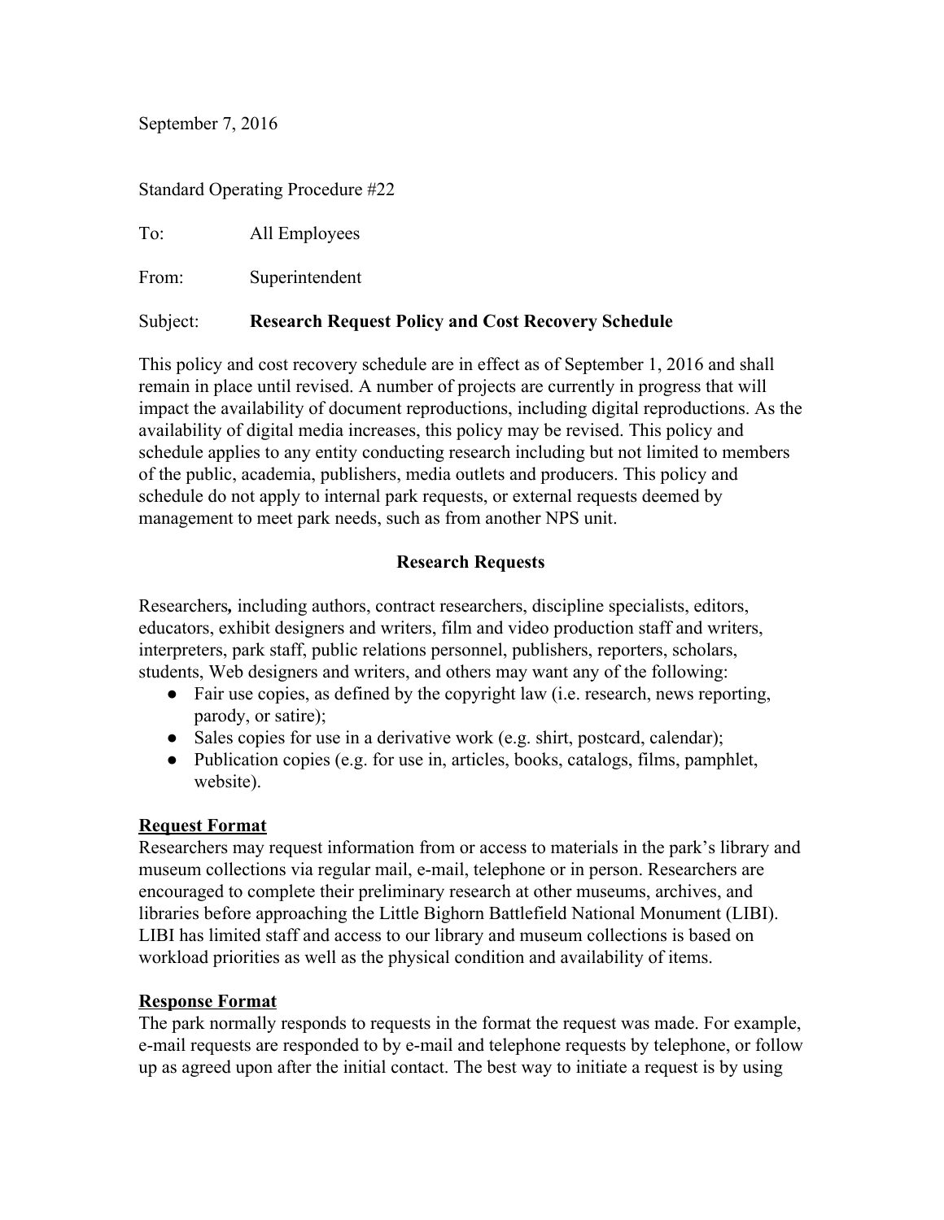September 7, 2016

Standard Operating Procedure #22

To: All Employees

From: Superintendent

Subject: **Research Request Policy and Cost Recovery Schedule**

This policy and cost recovery schedule are in effect as of September 1, 2016 and shall remain in place until revised. A number of projects are currently in progress that will impact the availability of document reproductions, including digital reproductions. As the availability of digital media increases, this policy may be revised. This policy and schedule applies to any entity conducting research including but not limited to members of the public, academia, publishers, media outlets and producers. This policy and schedule do not apply to internal park requests, or external requests deemed by management to meet park needs, such as from another NPS unit.

## Research Requests

Researchers***,*** including authors, contract researchers, discipline specialists, editors, educators, exhibit designers and writers, film and video production staff and writers, interpreters, park staff, public relations personnel, publishers, reporters, scholars, students, Web designers and writers, and others may want any of the following:

- Fair use copies, as defined by the copyright law (i.e. research, news reporting, parody, or satire);
- Sales copies for use in a derivative work (e.g. shirt, postcard, calendar);
- Publication copies (e.g. for use in, articles, books, catalogs, films, pamphlet, website).

### Request Format

Researchers may request information from or access to materials in the park's library and museum collections via regular mail, e-mail, telephone or in person. Researchers are encouraged to complete their preliminary research at other museums, archives, and libraries before approaching the Little Bighorn Battlefield National Monument (LIBI). LIBI has limited staff and access to our library and museum collections is based on workload priorities as well as the physical condition and availability of items.

### Response Format

The park normally responds to requests in the format the request was made. For example, e-mail requests are responded to by e-mail and telephone requests by telephone, or follow up as agreed upon after the initial contact. The best way to initiate a request is by using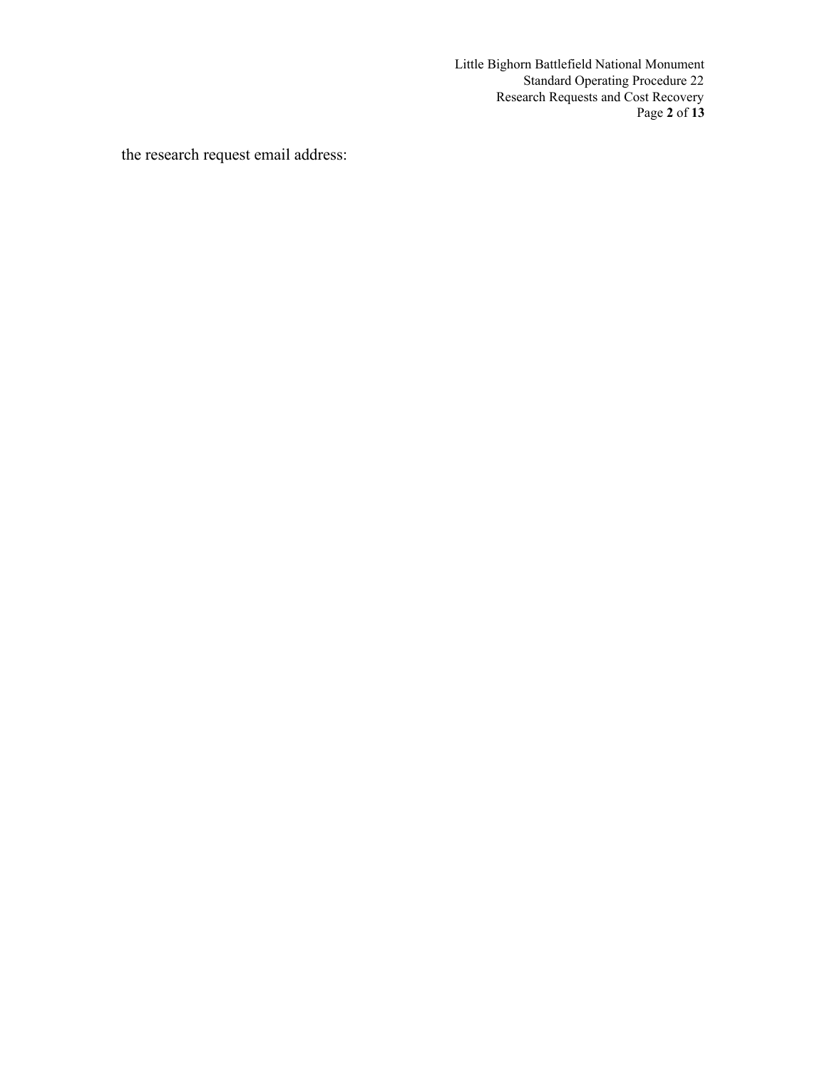the research request email address: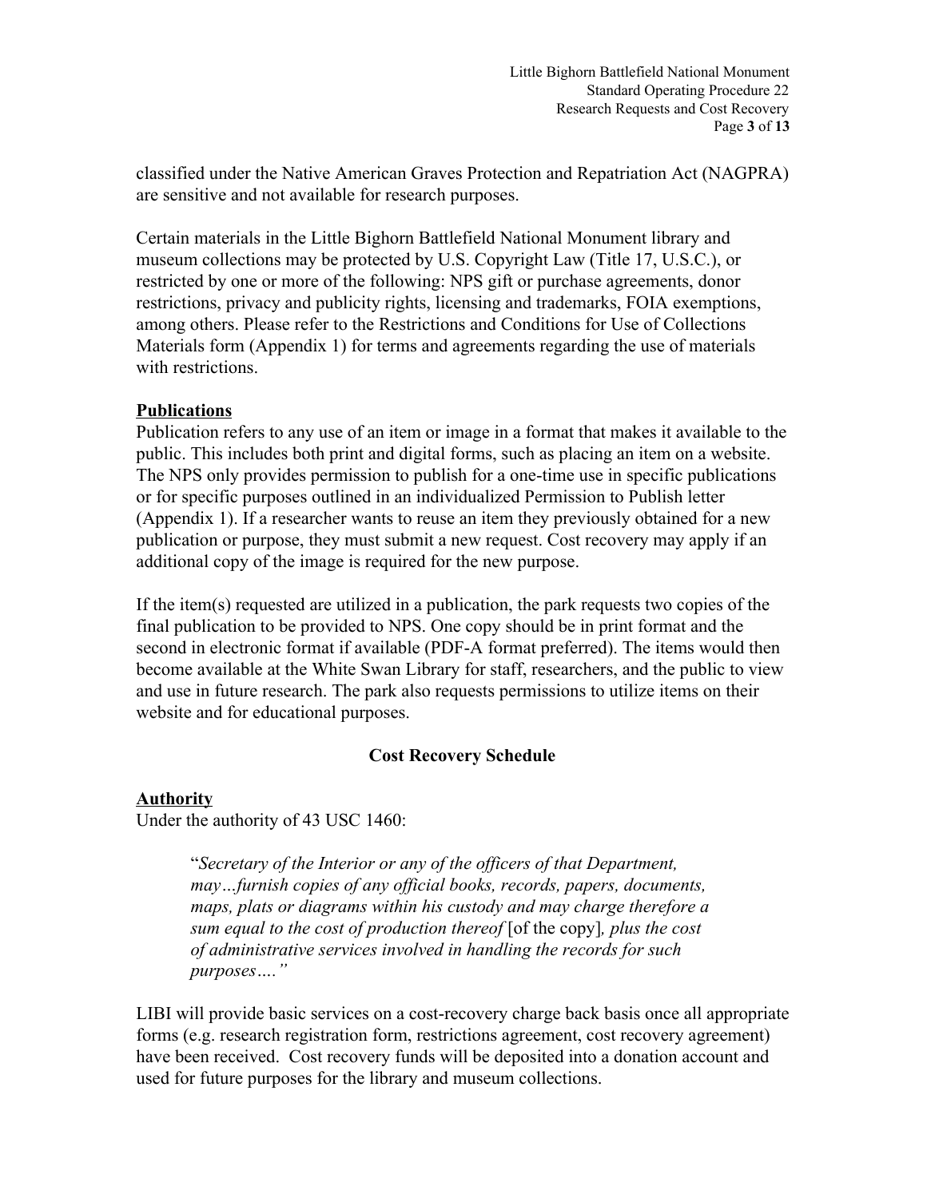classified under the Native American Graves Protection and Repatriation Act (NAGPRA) are sensitive and not available for research purposes.

Certain materials in the Little Bighorn Battlefield National Monument library and museum collections may be protected by U.S. Copyright Law (Title 17, U.S.C.), or restricted by one or more of the following: NPS gift or purchase agreements, donor restrictions, privacy and publicity rights, licensing and trademarks, FOIA exemptions, among others. Please refer to the Restrictions and Conditions for Use of Collections Materials form (Appendix 1) for terms and agreements regarding the use of materials with restrictions.

**Publications**

Publication refers to any use of an item or image in a format that makes it available to the public. This includes both print and digital forms, such as placing an item on a website. The NPS only provides permission to publish for a one-time use in specific publications or for specific purposes outlined in an individualized Permission to Publish letter (Appendix 1). If a researcher wants to reuse an item they previously obtained for a new publication or purpose, they must submit a new request. Cost recovery may apply if an additional copy of the image is required for the new purpose.

If the item(s) requested are utilized in a publication, the park requests two copies of the final publication to be provided to NPS. One copy should be in print format and the second in electronic format if available (PDF-A format preferred). The items would then become available at the White Swan Library for staff, researchers, and the public to view and use in future research. The park also requests permissions to utilize items on their website and for educational purposes.

## Cost Recovery Schedule

**Authority**

Under the authority of 43 USC 1460:

> "*Secretary of the Interior or any of the officers of that Department, may…furnish copies of any official books, records, papers, documents, maps, plats or diagrams within his custody and may charge therefore a sum equal to the cost of production thereof* [of the copy]*, plus the cost of administrative services involved in handling the records for such purposes….*"

LIBI will provide basic services on a cost-recovery charge back basis once all appropriate forms (e.g. research registration form, restrictions agreement, cost recovery agreement) have been received. Cost recovery funds will be deposited into a donation account and used for future purposes for the library and museum collections.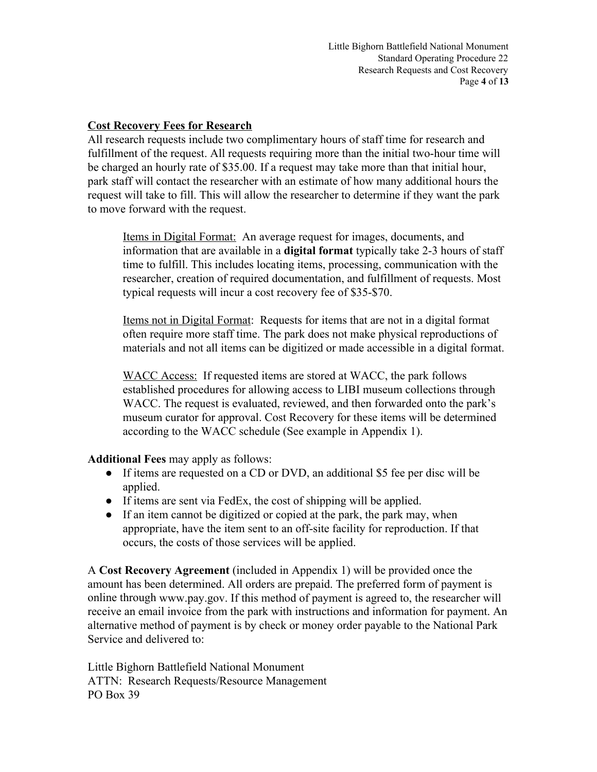## Cost Recovery Fees for Research

All research requests include two complimentary hours of staff time for research and fulfillment of the request. All requests requiring more than the initial two-hour time will be charged an hourly rate of $35.00. If a request may take more than that initial hour, park staff will contact the researcher with an estimate of how many additional hours the request will take to fill. This will allow the researcher to determine if they want the park to move forward with the request.

> Items in Digital Format: An average request for images, documents, and information that are available in a **digital format** typically take 2-3 hours of staff time to fulfill. This includes locating items, processing, communication with the researcher, creation of required documentation, and fulfillment of requests. Most typical requests will incur a cost recovery fee of $35-$70.
>
> Items not in Digital Format: Requests for items that are not in a digital format often require more staff time. The park does not make physical reproductions of materials and not all items can be digitized or made accessible in a digital format.
>
> WACC Access: If requested items are stored at WACC, the park follows established procedures for allowing access to LIBI museum collections through WACC. The request is evaluated, reviewed, and then forwarded onto the park's museum curator for approval. Cost Recovery for these items will be determined according to the WACC schedule (See example in Appendix 1).

**Additional Fees** may apply as follows:

- If items are requested on a CD or DVD, an additional $5 fee per disc will be applied.
- If items are sent via FedEx, the cost of shipping will be applied.
- If an item cannot be digitized or copied at the park, the park may, when appropriate, have the item sent to an off-site facility for reproduction. If that occurs, the costs of those services will be applied.

A **Cost Recovery Agreement** (included in Appendix 1) will be provided once the amount has been determined. All orders are prepaid. The preferred form of payment is online through www.pay.gov. If this method of payment is agreed to, the researcher will receive an email invoice from the park with instructions and information for payment. An alternative method of payment is by check or money order payable to the National Park Service and delivered to:

Little Bighorn Battlefield National Monument
ATTN: Research Requests/Resource Management
PO Box 39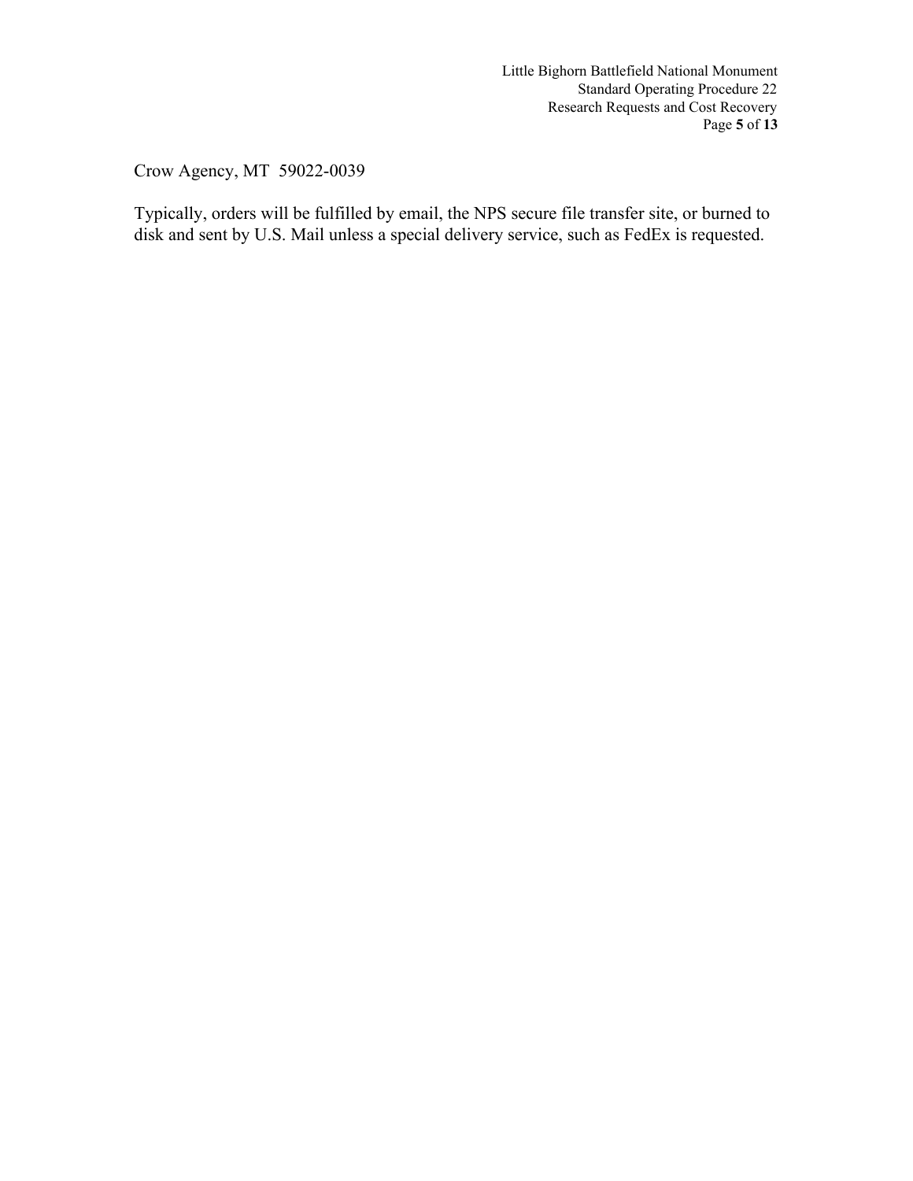Crow Agency, MT  59022-0039

Typically, orders will be fulfilled by email, the NPS secure file transfer site, or burned to disk and sent by U.S. Mail unless a special delivery service, such as FedEx is requested.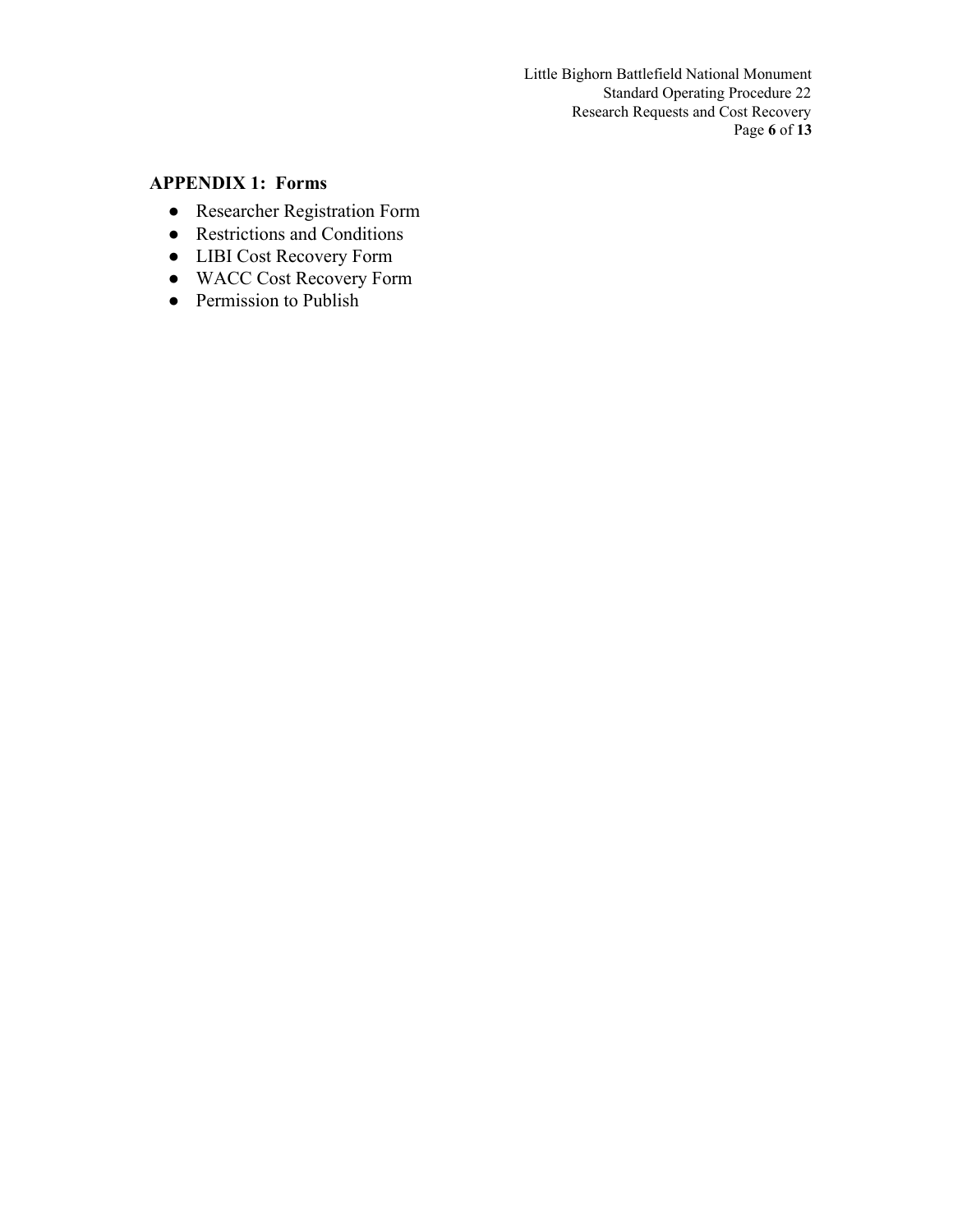## APPENDIX 1: Forms

- Researcher Registration Form
- Restrictions and Conditions
- LIBI Cost Recovery Form
- WACC Cost Recovery Form
- Permission to Publish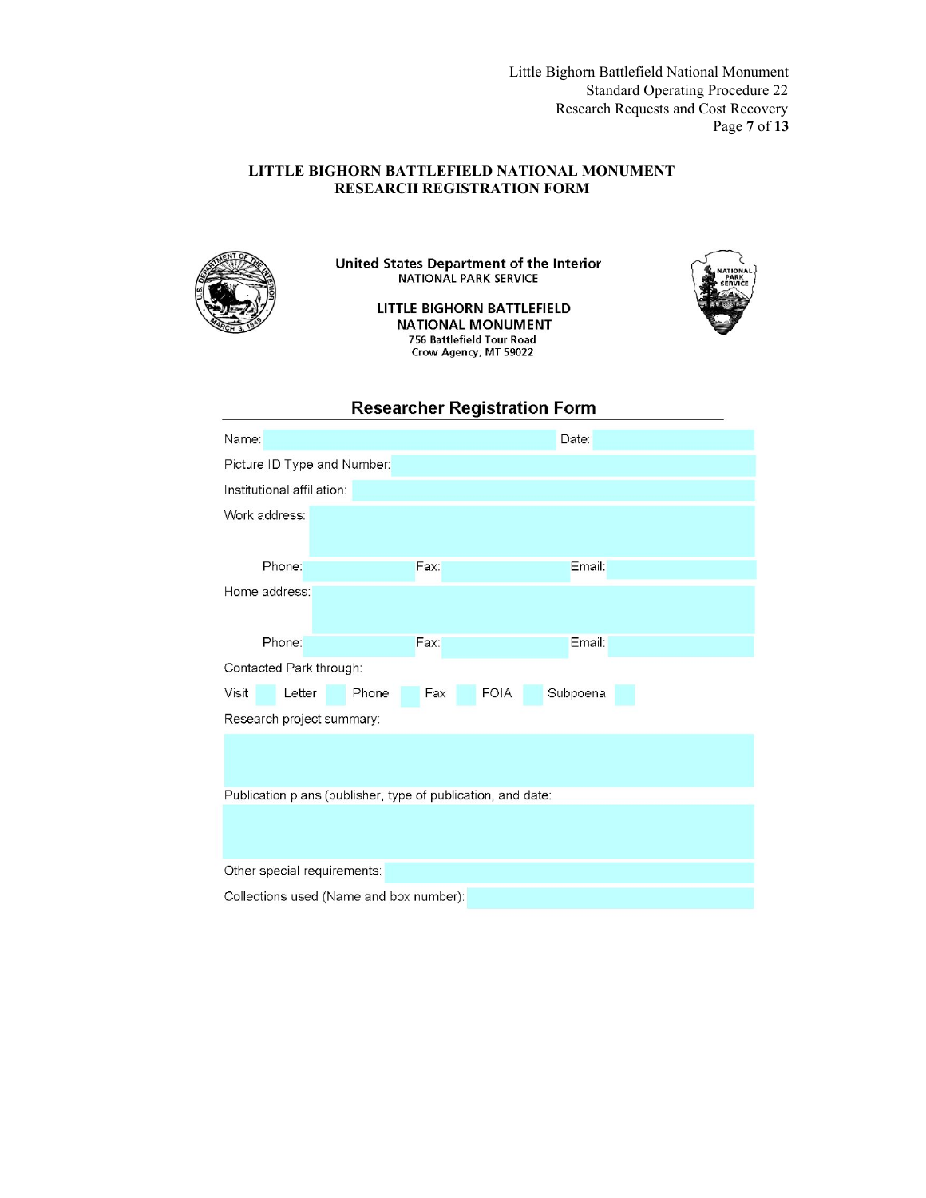# LITTLE BIGHORN BATTLEFIELD NATIONAL MONUMENT
# RESEARCH REGISTRATION FORM

**United States Department of the Interior**
NATIONAL PARK SERVICE

**LITTLE BIGHORN BATTLEFIELD NATIONAL MONUMENT**
756 Battlefield Tour Road
Crow Agency, MT 59022

## Researcher Registration Form

Name: Date:

Picture ID Type and Number:

Institutional affiliation:

Work address:

Phone: Fax: Email:

Home address:

Phone: Fax: Email:

Contacted Park through:

Visit Letter Phone Fax FOIA Subpoena

Research project summary:

Publication plans (publisher, type of publication, and date:

Other special requirements:

Collections used (Name and box number):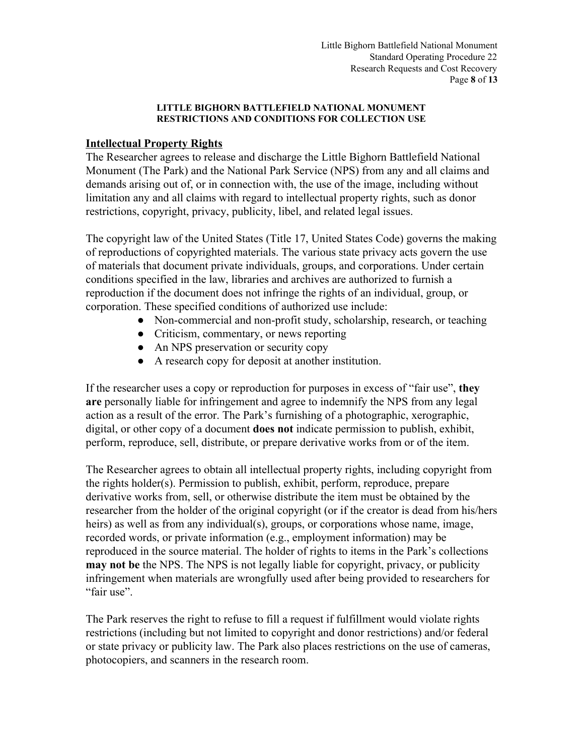**LITTLE BIGHORN BATTLEFIELD NATIONAL MONUMENT**
**RESTRICTIONS AND CONDITIONS FOR COLLECTION USE**

## Intellectual Property Rights

The Researcher agrees to release and discharge the Little Bighorn Battlefield National Monument (The Park) and the National Park Service (NPS) from any and all claims and demands arising out of, or in connection with, the use of the image, including without limitation any and all claims with regard to intellectual property rights, such as donor restrictions, copyright, privacy, publicity, libel, and related legal issues.

The copyright law of the United States (Title 17, United States Code) governs the making of reproductions of copyrighted materials. The various state privacy acts govern the use of materials that document private individuals, groups, and corporations. Under certain conditions specified in the law, libraries and archives are authorized to furnish a reproduction if the document does not infringe the rights of an individual, group, or corporation. These specified conditions of authorized use include:

- Non-commercial and non-profit study, scholarship, research, or teaching
- Criticism, commentary, or news reporting
- An NPS preservation or security copy
- A research copy for deposit at another institution.

If the researcher uses a copy or reproduction for purposes in excess of "fair use", **they are** personally liable for infringement and agree to indemnify the NPS from any legal action as a result of the error. The Park's furnishing of a photographic, xerographic, digital, or other copy of a document **does not** indicate permission to publish, exhibit, perform, reproduce, sell, distribute, or prepare derivative works from or of the item.

The Researcher agrees to obtain all intellectual property rights, including copyright from the rights holder(s). Permission to publish, exhibit, perform, reproduce, prepare derivative works from, sell, or otherwise distribute the item must be obtained by the researcher from the holder of the original copyright (or if the creator is dead from his/hers heirs) as well as from any individual(s), groups, or corporations whose name, image, recorded words, or private information (e.g., employment information) may be reproduced in the source material. The holder of rights to items in the Park's collections **may not be** the NPS. The NPS is not legally liable for copyright, privacy, or publicity infringement when materials are wrongfully used after being provided to researchers for "fair use".

The Park reserves the right to refuse to fill a request if fulfillment would violate rights restrictions (including but not limited to copyright and donor restrictions) and/or federal or state privacy or publicity law. The Park also places restrictions on the use of cameras, photocopiers, and scanners in the research room.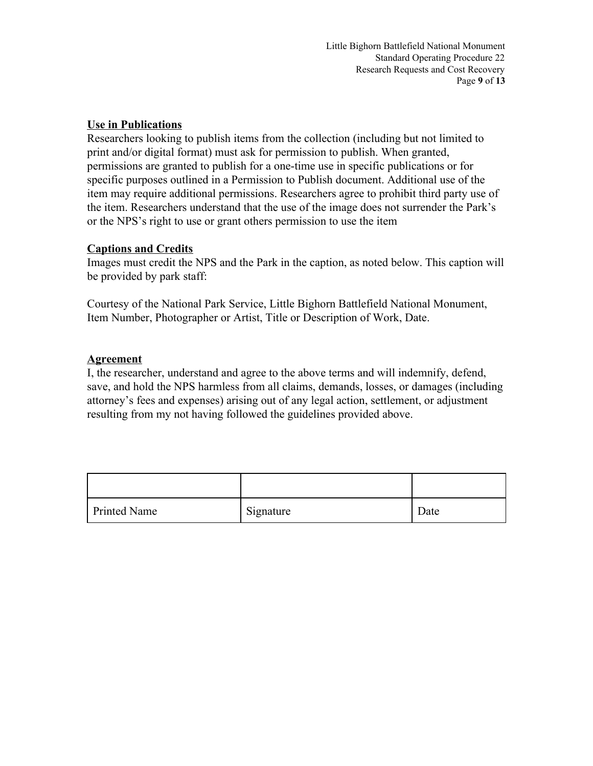**Use in Publications**

Researchers looking to publish items from the collection (including but not limited to print and/or digital format) must ask for permission to publish. When granted, permissions are granted to publish for a one-time use in specific publications or for specific purposes outlined in a Permission to Publish document. Additional use of the item may require additional permissions. Researchers agree to prohibit third party use of the item. Researchers understand that the use of the image does not surrender the Park's or the NPS's right to use or grant others permission to use the item

**Captions and Credits**

Images must credit the NPS and the Park in the caption, as noted below. This caption will be provided by park staff:

Courtesy of the National Park Service, Little Bighorn Battlefield National Monument, Item Number, Photographer or Artist, Title or Description of Work, Date.

**Agreement**

I, the researcher, understand and agree to the above terms and will indemnify, defend, save, and hold the NPS harmless from all claims, demands, losses, or damages (including attorney's fees and expenses) arising out of any legal action, settlement, or adjustment resulting from my not having followed the guidelines provided above.

| | | |
|---|---|---|
| Printed Name | Signature | Date |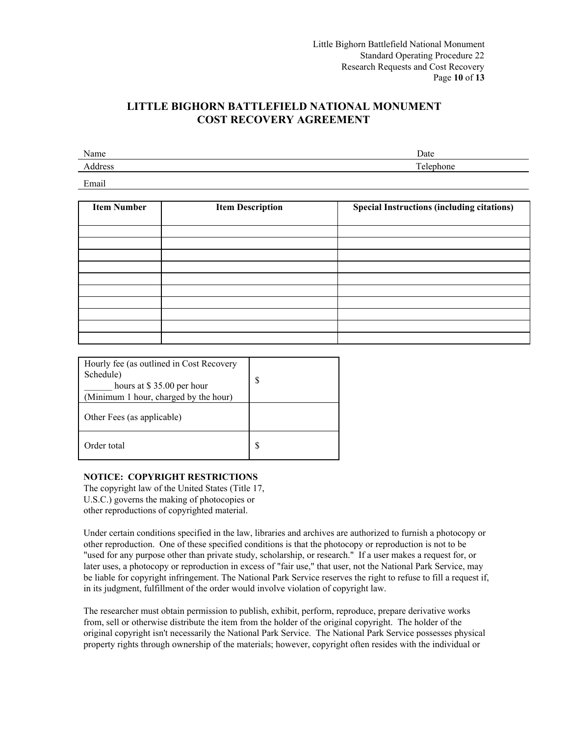# LITTLE BIGHORN BATTLEFIELD NATIONAL MONUMENT
# COST RECOVERY AGREEMENT

Name ______________________________ Date ______________

Address ______________________________ Telephone ______________

Email ______________________________

| Item Number | Item Description | Special Instructions (including citations) |
|---|---|---|
| | | |
| | | |
| | | |
| | | |
| | | |
| | | |
| | | |
| | | |
| | | |
| | | |

| | |
|---|---|
| Hourly fee (as outlined in Cost Recovery Schedule) ______ hours at $ 35.00 per hour (Minimum 1 hour, charged by the hour) | $ |
| Other Fees (as applicable) | |
| Order total | $ |

**NOTICE: COPYRIGHT RESTRICTIONS**
The copyright law of the United States (Title 17, U.S.C.) governs the making of photocopies or other reproductions of copyrighted material.

Under certain conditions specified in the law, libraries and archives are authorized to furnish a photocopy or other reproduction. One of these specified conditions is that the photocopy or reproduction is not to be "used for any purpose other than private study, scholarship, or research." If a user makes a request for, or later uses, a photocopy or reproduction in excess of "fair use," that user, not the National Park Service, may be liable for copyright infringement. The National Park Service reserves the right to refuse to fill a request if, in its judgment, fulfillment of the order would involve violation of copyright law.

The researcher must obtain permission to publish, exhibit, perform, reproduce, prepare derivative works from, sell or otherwise distribute the item from the holder of the original copyright. The holder of the original copyright isn't necessarily the National Park Service. The National Park Service possesses physical property rights through ownership of the materials; however, copyright often resides with the individual or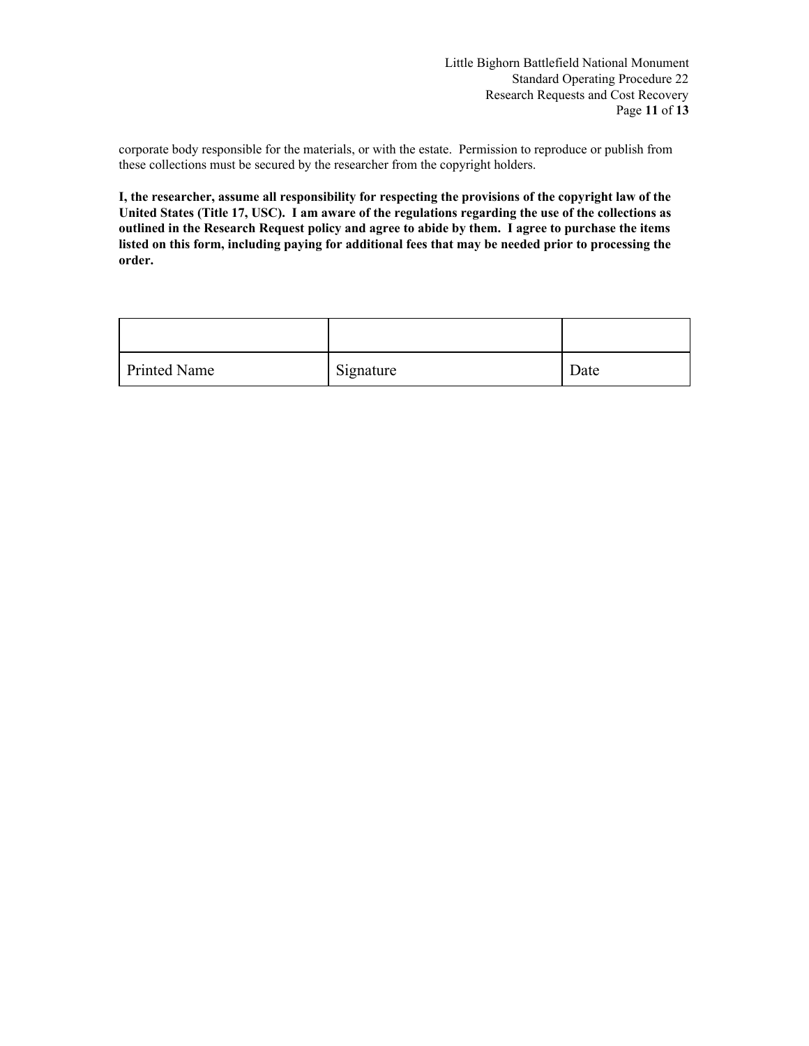corporate body responsible for the materials, or with the estate. Permission to reproduce or publish from these collections must be secured by the researcher from the copyright holders.

**I, the researcher, assume all responsibility for respecting the provisions of the copyright law of the United States (Title 17, USC). I am aware of the regulations regarding the use of the collections as outlined in the Research Request policy and agree to abide by them. I agree to purchase the items listed on this form, including paying for additional fees that may be needed prior to processing the order.**

| | | |
|---|---|---|
| Printed Name | Signature | Date |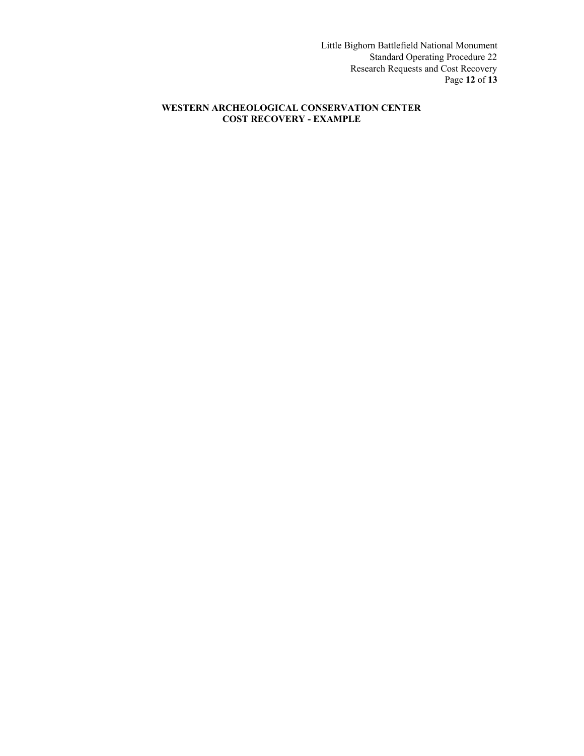# WESTERN ARCHEOLOGICAL CONSERVATION CENTER
# COST RECOVERY - EXAMPLE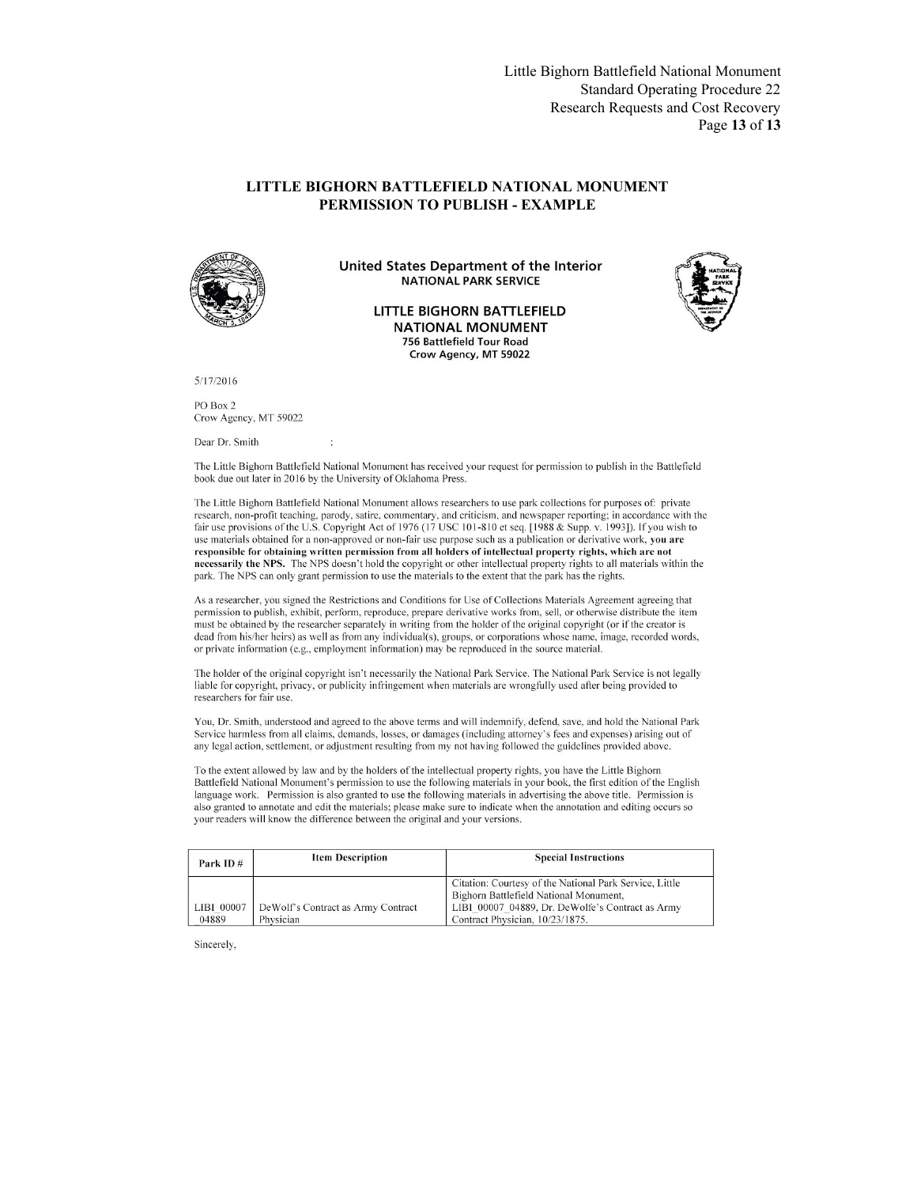# LITTLE BIGHORN BATTLEFIELD NATIONAL MONUMENT PERMISSION TO PUBLISH - EXAMPLE

**United States Department of the Interior**
**NATIONAL PARK SERVICE**

**LITTLE BIGHORN BATTLEFIELD NATIONAL MONUMENT**
**756 Battlefield Tour Road**
**Crow Agency, MT 59022**

5/17/2016

PO Box 2
Crow Agency, MT 59022

Dear Dr. Smith :

The Little Bighorn Battlefield National Monument has received your request for permission to publish in the Battlefield book due out later in 2016 by the University of Oklahoma Press.

The Little Bighorn Battlefield National Monument allows researchers to use park collections for purposes of: private research, non-profit teaching, parody, satire, commentary, and criticism, and newspaper reporting; in accordance with the fair use provisions of the U.S. Copyright Act of 1976 (17 USC 101-810 et seq. [1988 & Supp. v. 1993]). If you wish to use materials obtained for a non-approved or non-fair use purpose such as a publication or derivative work, **you are responsible for obtaining written permission from all holders of intellectual property rights, which are not necessarily the NPS.** The NPS doesn't hold the copyright or other intellectual property rights to all materials within the park. The NPS can only grant permission to use the materials to the extent that the park has the rights.

As a researcher, you signed the Restrictions and Conditions for Use of Collections Materials Agreement agreeing that permission to publish, exhibit, perform, reproduce, prepare derivative works from, sell, or otherwise distribute the item must be obtained by the researcher separately in writing from the holder of the original copyright (or if the creator is dead from his/her heirs) as well as from any individual(s), groups, or corporations whose name, image, recorded words, or private information (e.g., employment information) may be reproduced in the source material.

The holder of the original copyright isn't necessarily the National Park Service. The National Park Service is not legally liable for copyright, privacy, or publicity infringement when materials are wrongfully used after being provided to researchers for fair use.

You, Dr. Smith, understood and agreed to the above terms and will indemnify, defend, save, and hold the National Park Service harmless from all claims, demands, losses, or damages (including attorney's fees and expenses) arising out of any legal action, settlement, or adjustment resulting from my not having followed the guidelines provided above.

To the extent allowed by law and by the holders of the intellectual property rights, you have the Little Bighorn Battlefield National Monument's permission to use the following materials in your book, the first edition of the English language work. Permission is also granted to use the following materials in advertising the above title. Permission is also granted to annotate and edit the materials; please make sure to indicate when the annotation and editing occurs so your readers will know the difference between the original and your versions.

| Park ID # | Item Description | Special Instructions |
|---|---|---|
| LIBI_00007_04889 | DeWolf's Contract as Army Contract Physician | Citation: Courtesy of the National Park Service, Little Bighorn Battlefield National Monument, LIBI_00007_04889, Dr. DeWolfe's Contract as Army Contract Physician, 10/23/1875. |

Sincerely,